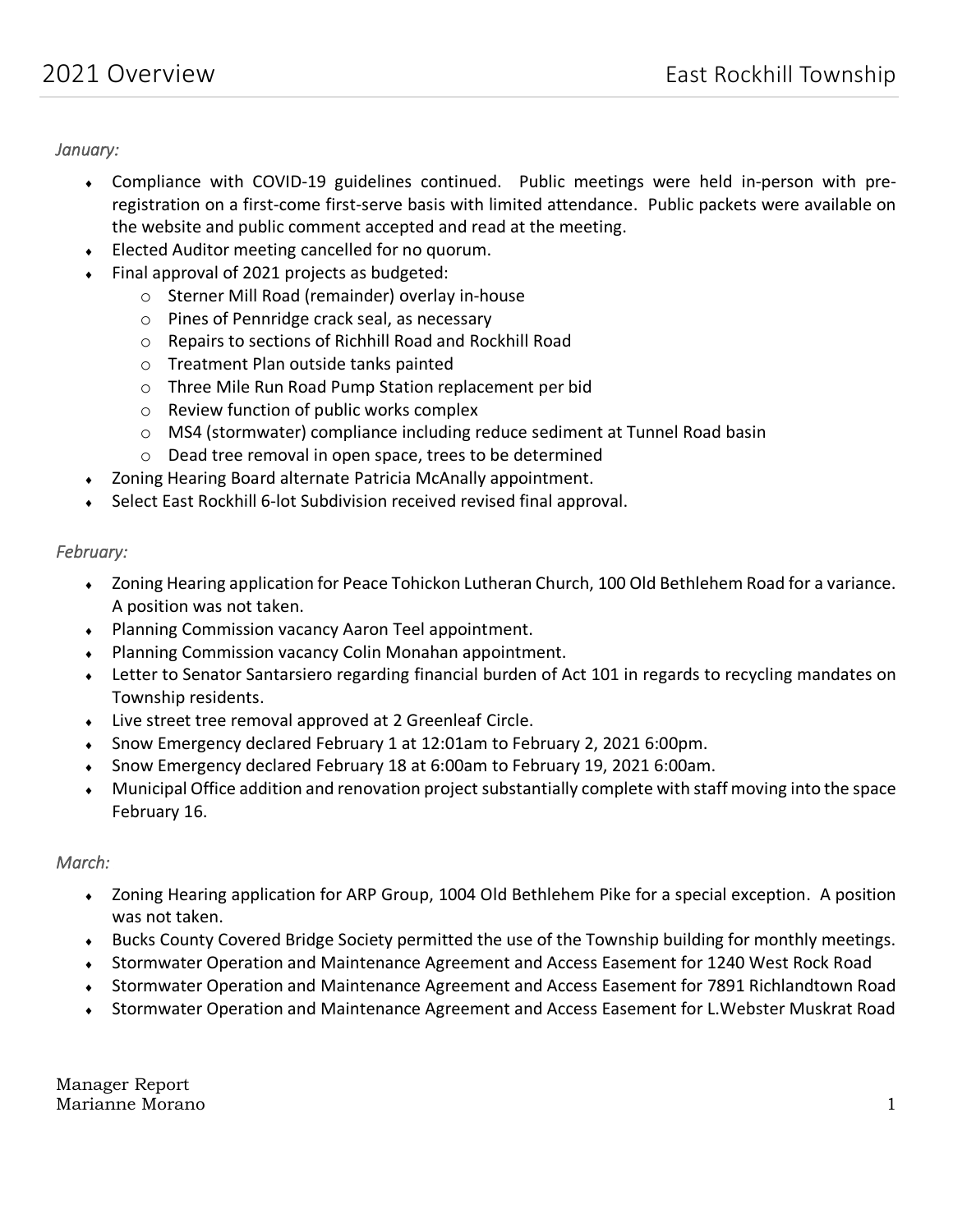# 2021 Overview

## East Rockhill Township

*January:*

- Compliance with COVID-19 guidelines continued. Public meetings were held in-person with pre-registration on a first-come first-serve basis with limited attendance. Public packets were available on the website and public comment accepted and read at the meeting.
- Elected Auditor meeting cancelled for no quorum.
- Final approval of 2021 projects as budgeted:
  - Sterner Mill Road (remainder) overlay in-house
  - Pines of Pennridge crack seal, as necessary
  - Repairs to sections of Richhill Road and Rockhill Road
  - Treatment Plan outside tanks painted
  - Three Mile Run Road Pump Station replacement per bid
  - Review function of public works complex
  - MS4 (stormwater) compliance including reduce sediment at Tunnel Road basin
  - Dead tree removal in open space, trees to be determined
- Zoning Hearing Board alternate Patricia McAnally appointment.
- Select East Rockhill 6-lot Subdivision received revised final approval.

*February:*

- Zoning Hearing application for Peace Tohickon Lutheran Church, 100 Old Bethlehem Road for a variance. A position was not taken.
- Planning Commission vacancy Aaron Teel appointment.
- Planning Commission vacancy Colin Monahan appointment.
- Letter to Senator Santarsiero regarding financial burden of Act 101 in regards to recycling mandates on Township residents.
- Live street tree removal approved at 2 Greenleaf Circle.
- Snow Emergency declared February 1 at 12:01am to February 2, 2021 6:00pm.
- Snow Emergency declared February 18 at 6:00am to February 19, 2021 6:00am.
- Municipal Office addition and renovation project substantially complete with staff moving into the space February 16.

*March:*

- Zoning Hearing application for ARP Group, 1004 Old Bethlehem Pike for a special exception. A position was not taken.
- Bucks County Covered Bridge Society permitted the use of the Township building for monthly meetings.
- Stormwater Operation and Maintenance Agreement and Access Easement for 1240 West Rock Road
- Stormwater Operation and Maintenance Agreement and Access Easement for 7891 Richlandtown Road
- Stormwater Operation and Maintenance Agreement and Access Easement for L.Webster Muskrat Road

Manager Report
Marianne Morano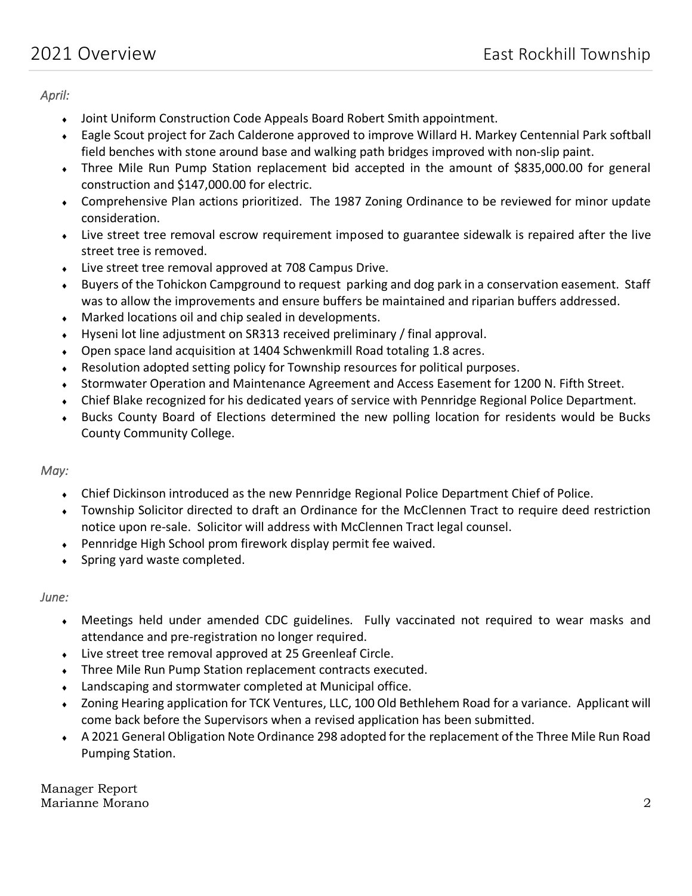*April:*

- Joint Uniform Construction Code Appeals Board Robert Smith appointment.
- Eagle Scout project for Zach Calderone approved to improve Willard H. Markey Centennial Park softball field benches with stone around base and walking path bridges improved with non-slip paint.
- Three Mile Run Pump Station replacement bid accepted in the amount of $835,000.00 for general construction and $147,000.00 for electric.
- Comprehensive Plan actions prioritized. The 1987 Zoning Ordinance to be reviewed for minor update consideration.
- Live street tree removal escrow requirement imposed to guarantee sidewalk is repaired after the live street tree is removed.
- Live street tree removal approved at 708 Campus Drive.
- Buyers of the Tohickon Campground to request parking and dog park in a conservation easement. Staff was to allow the improvements and ensure buffers be maintained and riparian buffers addressed.
- Marked locations oil and chip sealed in developments.
- Hyseni lot line adjustment on SR313 received preliminary / final approval.
- Open space land acquisition at 1404 Schwenkmill Road totaling 1.8 acres.
- Resolution adopted setting policy for Township resources for political purposes.
- Stormwater Operation and Maintenance Agreement and Access Easement for 1200 N. Fifth Street.
- Chief Blake recognized for his dedicated years of service with Pennridge Regional Police Department.
- Bucks County Board of Elections determined the new polling location for residents would be Bucks County Community College.

*May:*

- Chief Dickinson introduced as the new Pennridge Regional Police Department Chief of Police.
- Township Solicitor directed to draft an Ordinance for the McClennen Tract to require deed restriction notice upon re-sale. Solicitor will address with McClennen Tract legal counsel.
- Pennridge High School prom firework display permit fee waived.
- Spring yard waste completed.

*June:*

- Meetings held under amended CDC guidelines. Fully vaccinated not required to wear masks and attendance and pre-registration no longer required.
- Live street tree removal approved at 25 Greenleaf Circle.
- Three Mile Run Pump Station replacement contracts executed.
- Landscaping and stormwater completed at Municipal office.
- Zoning Hearing application for TCK Ventures, LLC, 100 Old Bethlehem Road for a variance. Applicant will come back before the Supervisors when a revised application has been submitted.
- A 2021 General Obligation Note Ordinance 298 adopted for the replacement of the Three Mile Run Road Pumping Station.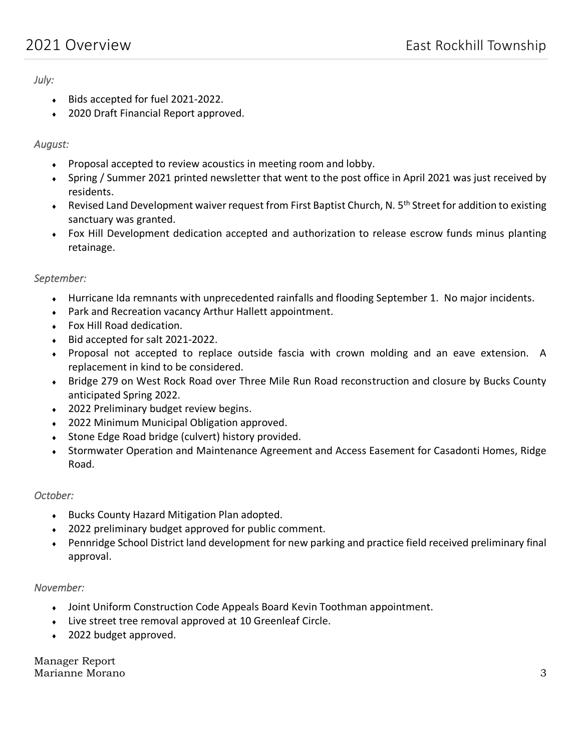*July:*

- Bids accepted for fuel 2021-2022.
- 2020 Draft Financial Report approved.

*August:*

- Proposal accepted to review acoustics in meeting room and lobby.
- Spring / Summer 2021 printed newsletter that went to the post office in April 2021 was just received by residents.
- Revised Land Development waiver request from First Baptist Church, N. 5th Street for addition to existing sanctuary was granted.
- Fox Hill Development dedication accepted and authorization to release escrow funds minus planting retainage.

*September:*

- Hurricane Ida remnants with unprecedented rainfalls and flooding September 1. No major incidents.
- Park and Recreation vacancy Arthur Hallett appointment.
- Fox Hill Road dedication.
- Bid accepted for salt 2021-2022.
- Proposal not accepted to replace outside fascia with crown molding and an eave extension. A replacement in kind to be considered.
- Bridge 279 on West Rock Road over Three Mile Run Road reconstruction and closure by Bucks County anticipated Spring 2022.
- 2022 Preliminary budget review begins.
- 2022 Minimum Municipal Obligation approved.
- Stone Edge Road bridge (culvert) history provided.
- Stormwater Operation and Maintenance Agreement and Access Easement for Casadonti Homes, Ridge Road.

*October:*

- Bucks County Hazard Mitigation Plan adopted.
- 2022 preliminary budget approved for public comment.
- Pennridge School District land development for new parking and practice field received preliminary final approval.

*November:*

- Joint Uniform Construction Code Appeals Board Kevin Toothman appointment.
- Live street tree removal approved at 10 Greenleaf Circle.
- 2022 budget approved.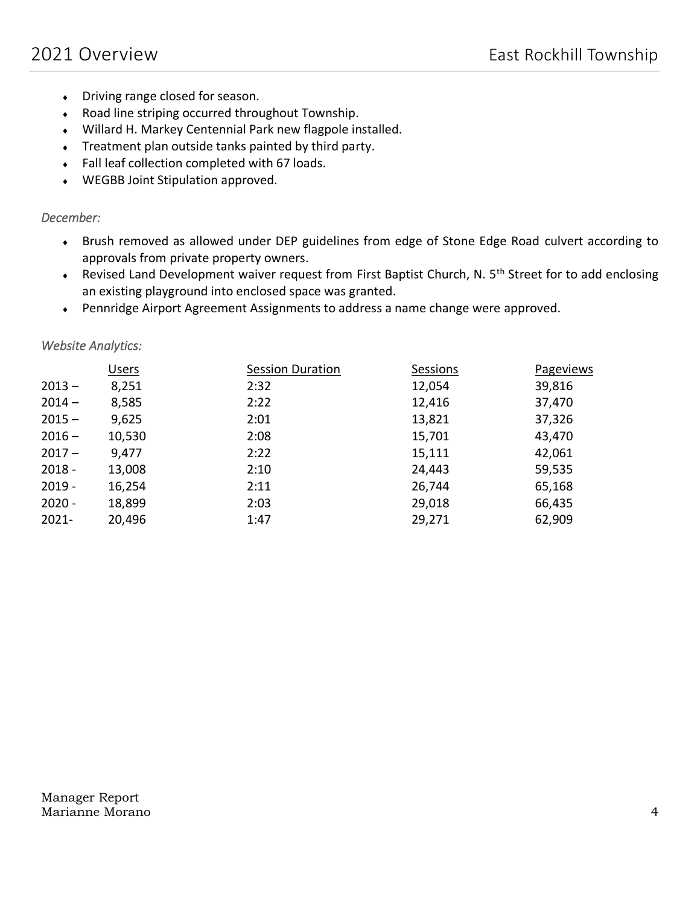- Driving range closed for season.
- Road line striping occurred throughout Township.
- Willard H. Markey Centennial Park new flagpole installed.
- Treatment plan outside tanks painted by third party.
- Fall leaf collection completed with 67 loads.
- WEGBB Joint Stipulation approved.

*December:*

- Brush removed as allowed under DEP guidelines from edge of Stone Edge Road culvert according to approvals from private property owners.
- Revised Land Development waiver request from First Baptist Church, N. 5th Street for to add enclosing an existing playground into enclosed space was granted.
- Pennridge Airport Agreement Assignments to address a name change were approved.

*Website Analytics:*

| | Users | Session Duration | Sessions | Pageviews |
|---|---|---|---|---|
| 2013 – | 8,251 | 2:32 | 12,054 | 39,816 |
| 2014 – | 8,585 | 2:22 | 12,416 | 37,470 |
| 2015 – | 9,625 | 2:01 | 13,821 | 37,326 |
| 2016 – | 10,530 | 2:08 | 15,701 | 43,470 |
| 2017 – | 9,477 | 2:22 | 15,111 | 42,061 |
| 2018 - | 13,008 | 2:10 | 24,443 | 59,535 |
| 2019 - | 16,254 | 2:11 | 26,744 | 65,168 |
| 2020 - | 18,899 | 2:03 | 29,018 | 66,435 |
| 2021- | 20,496 | 1:47 | 29,271 | 62,909 |